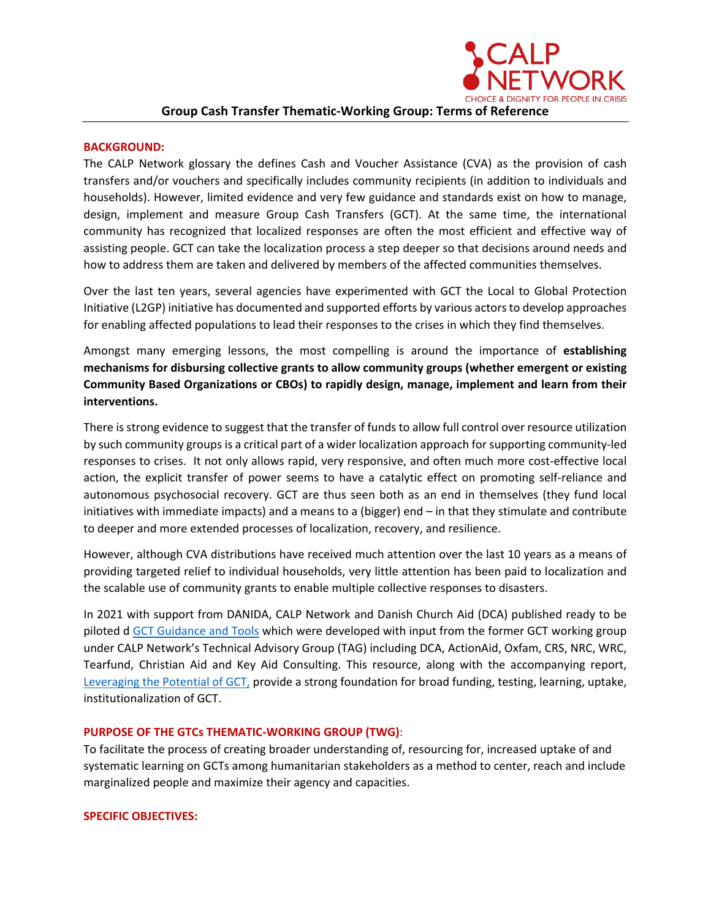# Group Cash Transfer Thematic-Working Group: Terms of Reference

## BACKGROUND:

The CALP Network glossary the defines Cash and Voucher Assistance (CVA) as the provision of cash transfers and/or vouchers and specifically includes community recipients (in addition to individuals and households). However, limited evidence and very few guidance and standards exist on how to manage, design, implement and measure Group Cash Transfers (GCT). At the same time, the international community has recognized that localized responses are often the most efficient and effective way of assisting people. GCT can take the localization process a step deeper so that decisions around needs and how to address them are taken and delivered by members of the affected communities themselves.

Over the last ten years, several agencies have experimented with GCT the Local to Global Protection Initiative (L2GP) initiative has documented and supported efforts by various actors to develop approaches for enabling affected populations to lead their responses to the crises in which they find themselves.

Amongst many emerging lessons, the most compelling is around the importance of **establishing mechanisms for disbursing collective grants to allow community groups (whether emergent or existing Community Based Organizations or CBOs) to rapidly design, manage, implement and learn from their interventions.**

There is strong evidence to suggest that the transfer of funds to allow full control over resource utilization by such community groups is a critical part of a wider localization approach for supporting community-led responses to crises. It not only allows rapid, very responsive, and often much more cost-effective local action, the explicit transfer of power seems to have a catalytic effect on promoting self-reliance and autonomous psychosocial recovery. GCT are thus seen both as an end in themselves (they fund local initiatives with immediate impacts) and a means to a (bigger) end – in that they stimulate and contribute to deeper and more extended processes of localization, recovery, and resilience.

However, although CVA distributions have received much attention over the last 10 years as a means of providing targeted relief to individual households, very little attention has been paid to localization and the scalable use of community grants to enable multiple collective responses to disasters.

In 2021 with support from DANIDA, CALP Network and Danish Church Aid (DCA) published ready to be piloted d GCT Guidance and Tools which were developed with input from the former GCT working group under CALP Network's Technical Advisory Group (TAG) including DCA, ActionAid, Oxfam, CRS, NRC, WRC, Tearfund, Christian Aid and Key Aid Consulting. This resource, along with the accompanying report, Leveraging the Potential of GCT, provide a strong foundation for broad funding, testing, learning, uptake, institutionalization of GCT.

## PURPOSE OF THE GTCs THEMATIC-WORKING GROUP (TWG):

To facilitate the process of creating broader understanding of, resourcing for, increased uptake of and systematic learning on GCTs among humanitarian stakeholders as a method to center, reach and include marginalized people and maximize their agency and capacities.

## SPECIFIC OBJECTIVES: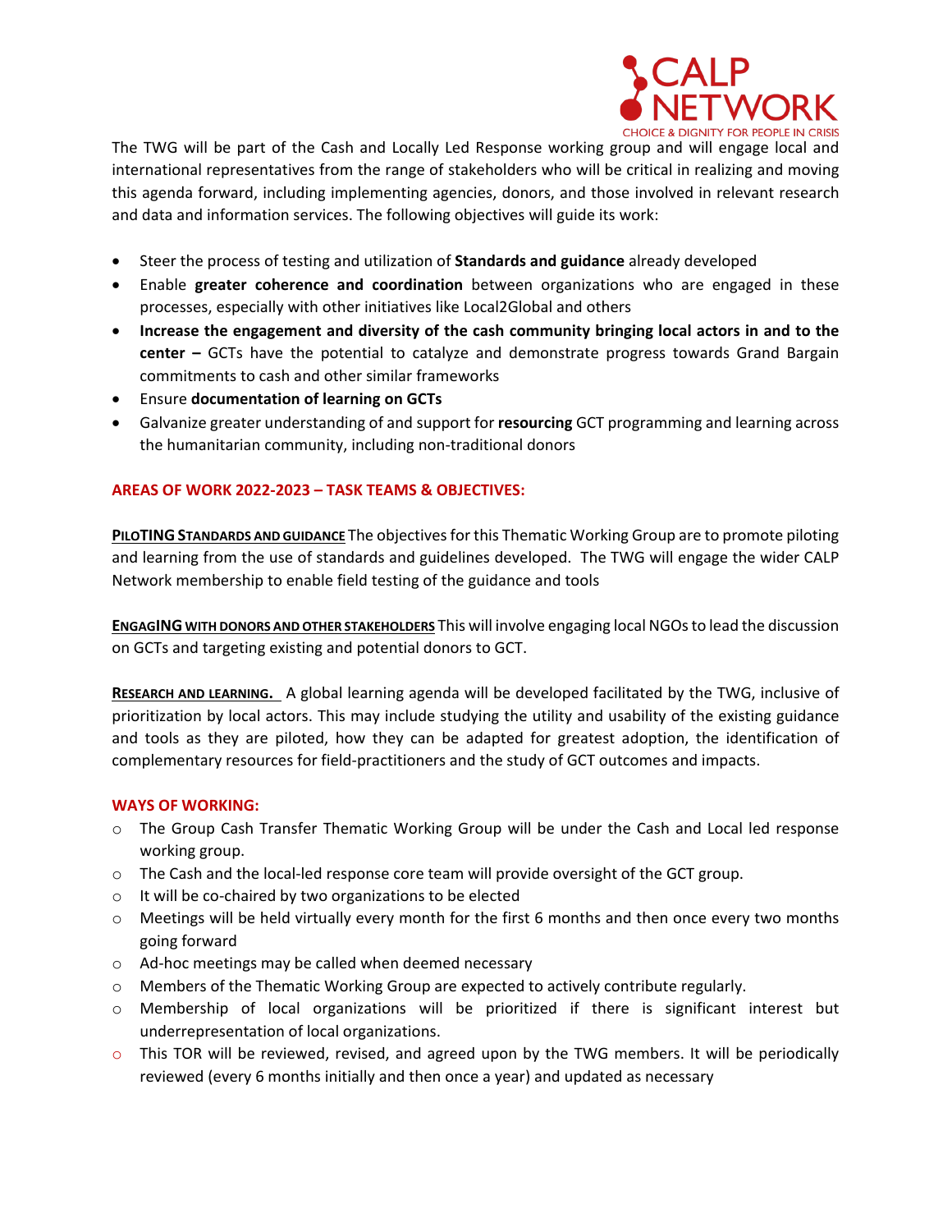The TWG will be part of the Cash and Locally Led Response working group and will engage local and international representatives from the range of stakeholders who will be critical in realizing and moving this agenda forward, including implementing agencies, donors, and those involved in relevant research and data and information services. The following objectives will guide its work:

- Steer the process of testing and utilization of **Standards and guidance** already developed
- Enable **greater coherence and coordination** between organizations who are engaged in these processes, especially with other initiatives like Local2Global and others
- **Increase the engagement and diversity of the cash community bringing local actors in and to the center –** GCTs have the potential to catalyze and demonstrate progress towards Grand Bargain commitments to cash and other similar frameworks
- Ensure **documentation of learning on GCTs**
- Galvanize greater understanding of and support for **resourcing** GCT programming and learning across the humanitarian community, including non-traditional donors

## AREAS OF WORK 2022-2023 – TASK TEAMS & OBJECTIVES:

**PILOTING STANDARDS AND GUIDANCE** The objectives for this Thematic Working Group are to promote piloting and learning from the use of standards and guidelines developed. The TWG will engage the wider CALP Network membership to enable field testing of the guidance and tools

**ENGAGING WITH DONORS AND OTHER STAKEHOLDERS** This will involve engaging local NGOs to lead the discussion on GCTs and targeting existing and potential donors to GCT.

**RESEARCH AND LEARNING.** A global learning agenda will be developed facilitated by the TWG, inclusive of prioritization by local actors. This may include studying the utility and usability of the existing guidance and tools as they are piloted, how they can be adapted for greatest adoption, the identification of complementary resources for field-practitioners and the study of GCT outcomes and impacts.

## WAYS OF WORKING:

- The Group Cash Transfer Thematic Working Group will be under the Cash and Local led response working group.
- The Cash and the local-led response core team will provide oversight of the GCT group.
- It will be co-chaired by two organizations to be elected
- Meetings will be held virtually every month for the first 6 months and then once every two months going forward
- Ad-hoc meetings may be called when deemed necessary
- Members of the Thematic Working Group are expected to actively contribute regularly.
- Membership of local organizations will be prioritized if there is significant interest but underrepresentation of local organizations.
- This TOR will be reviewed, revised, and agreed upon by the TWG members. It will be periodically reviewed (every 6 months initially and then once a year) and updated as necessary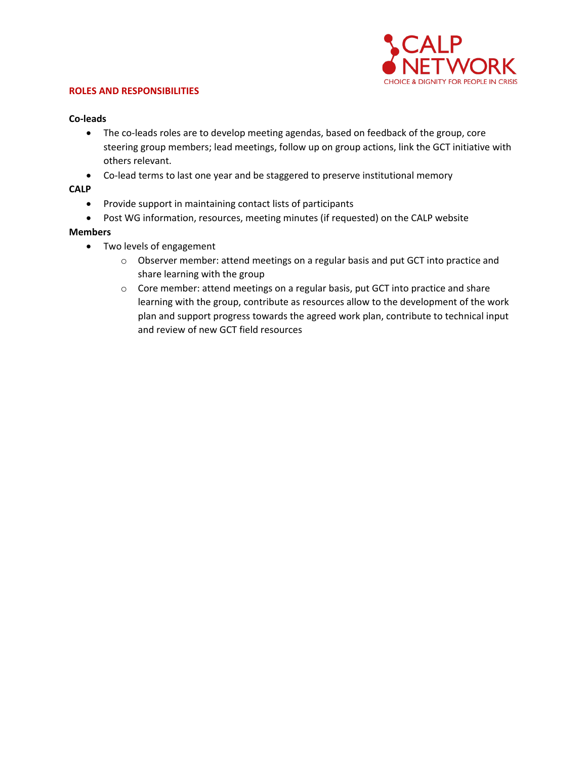## ROLES AND RESPONSIBILITIES

**Co-leads**

- The co-leads roles are to develop meeting agendas, based on feedback of the group, core steering group members; lead meetings, follow up on group actions, link the GCT initiative with others relevant.
- Co-lead terms to last one year and be staggered to preserve institutional memory

**CALP**

- Provide support in maintaining contact lists of participants
- Post WG information, resources, meeting minutes (if requested) on the CALP website

**Members**

- Two levels of engagement
  - Observer member: attend meetings on a regular basis and put GCT into practice and share learning with the group
  - Core member: attend meetings on a regular basis, put GCT into practice and share learning with the group, contribute as resources allow to the development of the work plan and support progress towards the agreed work plan, contribute to technical input and review of new GCT field resources